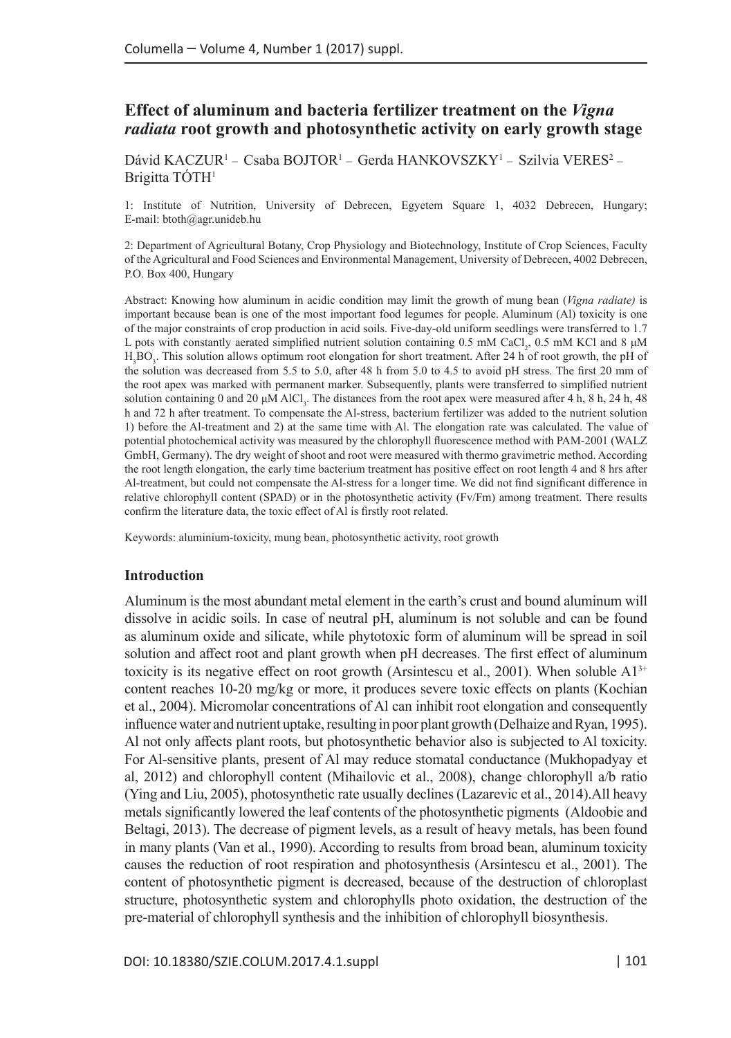# Effect of aluminum and bacteria fertilizer treatment on the *Vigna radiata* root growth and photosynthetic activity on early growth stage

Dávid KACZUR[1] – Csaba BOJTOR[1] – Gerda HANKOVSZKY[1] – Szilvia VERES[2] – Brigitta TÓTH[1]

1: Institute of Nutrition, University of Debrecen, Egyetem Square 1, 4032 Debrecen, Hungary; E-mail: btoth@agr.unideb.hu

2: Department of Agricultural Botany, Crop Physiology and Biotechnology, Institute of Crop Sciences, Faculty of the Agricultural and Food Sciences and Environmental Management, University of Debrecen, 4002 Debrecen, P.O. Box 400, Hungary

Abstract: Knowing how aluminum in acidic condition may limit the growth of mung bean (*Vigna radiate)* is important because bean is one of the most important food legumes for people. Aluminum (Al) toxicity is one of the major constraints of crop production in acid soils. Five-day-old uniform seedlings were transferred to 1.7 L pots with constantly aerated simplified nutrient solution containing 0.5 mM $CaCl_2$, 0.5 mM KCl and 8 µM $H_3BO_3$. This solution allows optimum root elongation for short treatment. After 24 h of root growth, the pH of the solution was decreased from 5.5 to 5.0, after 48 h from 5.0 to 4.5 to avoid pH stress. The first 20 mm of the root apex was marked with permanent marker. Subsequently, plants were transferred to simplified nutrient solution containing 0 and 20 µM $AlCl_3$. The distances from the root apex were measured after 4 h, 8 h, 24 h, 48 h and 72 h after treatment. To compensate the Al-stress, bacterium fertilizer was added to the nutrient solution 1) before the Al-treatment and 2) at the same time with Al. The elongation rate was calculated. The value of potential photochemical activity was measured by the chlorophyll fluorescence method with PAM-2001 (WALZ GmbH, Germany). The dry weight of shoot and root were measured with thermo gravimetric method. According the root length elongation, the early time bacterium treatment has positive effect on root length 4 and 8 hrs after Al-treatment, but could not compensate the Al-stress for a longer time. We did not find significant difference in relative chlorophyll content (SPAD) or in the photosynthetic activity (Fv/Fm) among treatment. There results confirm the literature data, the toxic effect of Al is firstly root related.

Keywords: aluminium-toxicity, mung bean, photosynthetic activity, root growth

## Introduction

Aluminum is the most abundant metal element in the earth's crust and bound aluminum will dissolve in acidic soils. In case of neutral pH, aluminum is not soluble and can be found as aluminum oxide and silicate, while phytotoxic form of aluminum will be spread in soil solution and affect root and plant growth when pH decreases. The first effect of aluminum toxicity is its negative effect on root growth (Arsintescu et al., 2001). When soluble $A1^{3+}$ content reaches 10-20 mg/kg or more, it produces severe toxic effects on plants (Kochian et al., 2004). Micromolar concentrations of Al can inhibit root elongation and consequently influence water and nutrient uptake, resulting in poor plant growth (Delhaize and Ryan, 1995). Al not only affects plant roots, but photosynthetic behavior also is subjected to Al toxicity. For Al-sensitive plants, present of Al may reduce stomatal conductance (Mukhopadyay et al, 2012) and chlorophyll content (Mihailovic et al., 2008), change chlorophyll a/b ratio (Ying and Liu, 2005), photosynthetic rate usually declines (Lazarevic et al., 2014).All heavy metals significantly lowered the leaf contents of the photosynthetic pigments (Aldoobie and Beltagi, 2013). The decrease of pigment levels, as a result of heavy metals, has been found in many plants (Van et al., 1990). According to results from broad bean, aluminum toxicity causes the reduction of root respiration and photosynthesis (Arsintescu et al., 2001). The content of photosynthetic pigment is decreased, because of the destruction of chloroplast structure, photosynthetic system and chlorophylls photo oxidation, the destruction of the pre-material of chlorophyll synthesis and the inhibition of chlorophyll biosynthesis.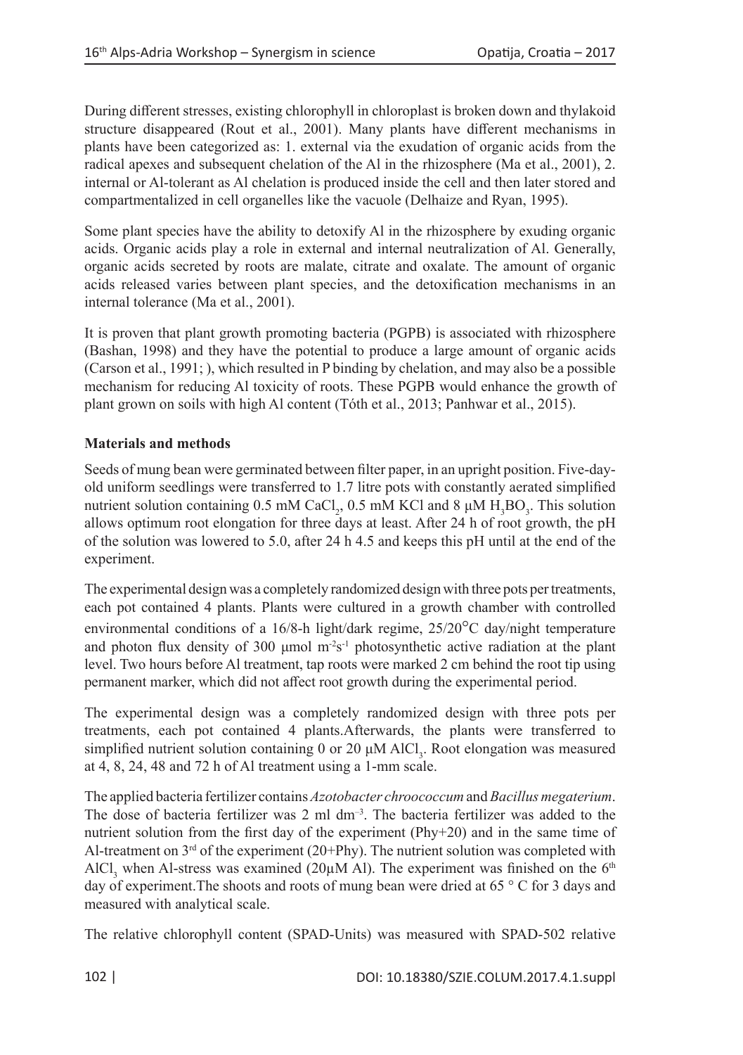During different stresses, existing chlorophyll in chloroplast is broken down and thylakoid structure disappeared (Rout et al., 2001). Many plants have different mechanisms in plants have been categorized as: 1. external via the exudation of organic acids from the radical apexes and subsequent chelation of the Al in the rhizosphere (Ma et al., 2001), 2. internal or Al-tolerant as Al chelation is produced inside the cell and then later stored and compartmentalized in cell organelles like the vacuole (Delhaize and Ryan, 1995).

Some plant species have the ability to detoxify Al in the rhizosphere by exuding organic acids. Organic acids play a role in external and internal neutralization of Al. Generally, organic acids secreted by roots are malate, citrate and oxalate. The amount of organic acids released varies between plant species, and the detoxification mechanisms in an internal tolerance (Ma et al., 2001).

It is proven that plant growth promoting bacteria (PGPB) is associated with rhizosphere (Bashan, 1998) and they have the potential to produce a large amount of organic acids (Carson et al., 1991; ), which resulted in P binding by chelation, and may also be a possible mechanism for reducing Al toxicity of roots. These PGPB would enhance the growth of plant grown on soils with high Al content (Tóth et al., 2013; Panhwar et al., 2015).

**Materials and methods**

Seeds of mung bean were germinated between filter paper, in an upright position. Five-day-old uniform seedlings were transferred to 1.7 litre pots with constantly aerated simplified nutrient solution containing 0.5 mM $CaCl_2$, 0.5 mM KCl and 8 μM $H_3BO_3$. This solution allows optimum root elongation for three days at least. After 24 h of root growth, the pH of the solution was lowered to 5.0, after 24 h 4.5 and keeps this pH until at the end of the experiment.

The experimental design was a completely randomized design with three pots per treatments, each pot contained 4 plants. Plants were cultured in a growth chamber with controlled environmental conditions of a 16/8-h light/dark regime, 25/20°C day/night temperature and photon flux density of 300 μmol $m^{-2}s^{-1}$ photosynthetic active radiation at the plant level. Two hours before Al treatment, tap roots were marked 2 cm behind the root tip using permanent marker, which did not affect root growth during the experimental period.

The experimental design was a completely randomized design with three pots per treatments, each pot contained 4 plants.Afterwards, the plants were transferred to simplified nutrient solution containing 0 or 20 μM $AlCl_3$. Root elongation was measured at 4, 8, 24, 48 and 72 h of Al treatment using a 1-mm scale.

The applied bacteria fertilizer contains *Azotobacter chroococcum* and *Bacillus megaterium*. The dose of bacteria fertilizer was 2 ml $dm^{-3}$. The bacteria fertilizer was added to the nutrient solution from the first day of the experiment (Phy+20) and in the same time of Al-treatment on 3rd of the experiment (20+Phy). The nutrient solution was completed with $AlCl_3$ when Al-stress was examined (20μM Al). The experiment was finished on the 6th day of experiment.The shoots and roots of mung bean were dried at 65 ° C for 3 days and measured with analytical scale.

The relative chlorophyll content (SPAD-Units) was measured with SPAD-502 relative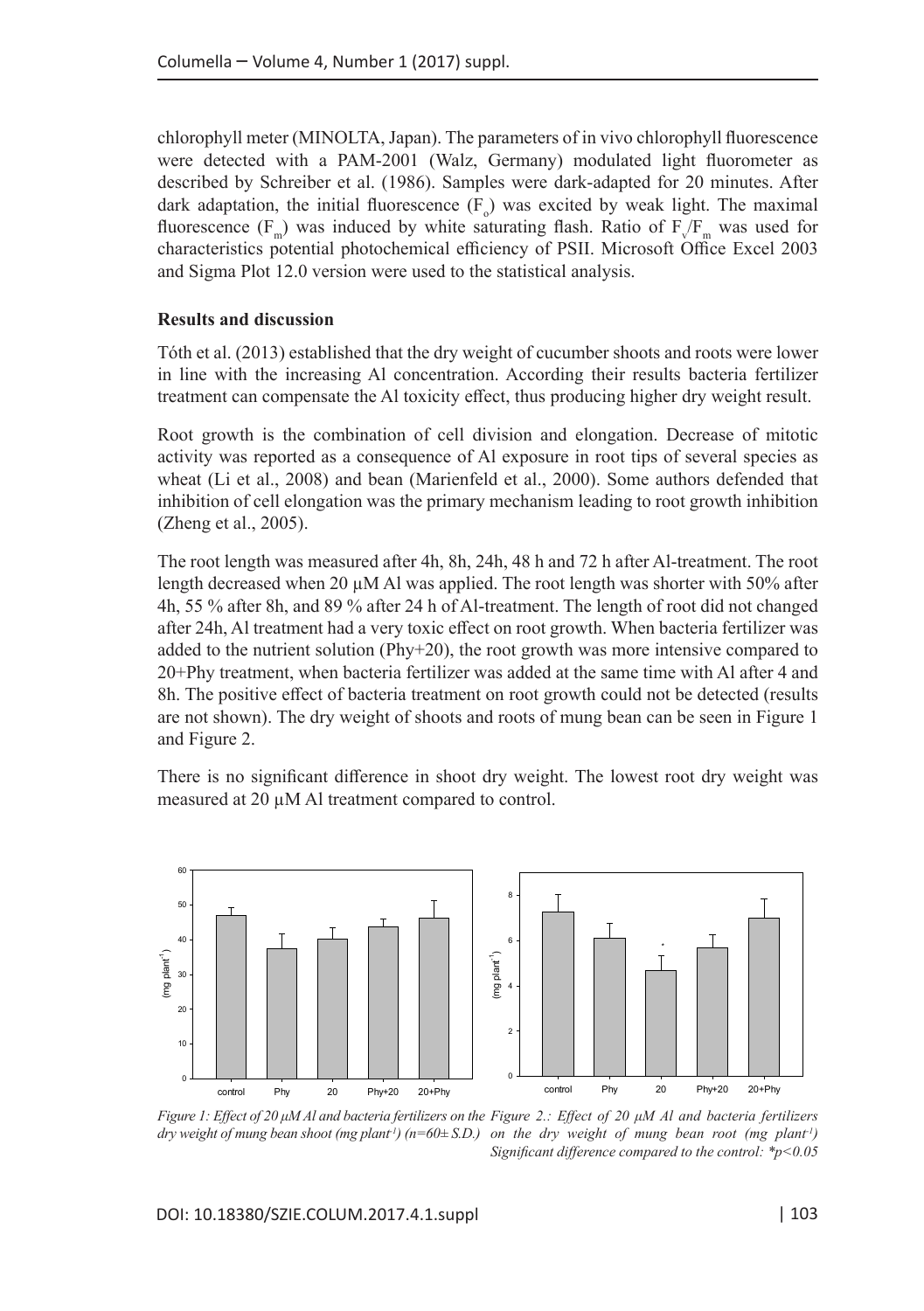chlorophyll meter (MINOLTA, Japan). The parameters of in vivo chlorophyll fluorescence were detected with a PAM-2001 (Walz, Germany) modulated light fluorometer as described by Schreiber et al. (1986). Samples were dark-adapted for 20 minutes. After dark adaptation, the initial fluorescence ($F_o$) was excited by weak light. The maximal fluorescence ($F_m$) was induced by white saturating flash. Ratio of $F_v/F_m$ was used for characteristics potential photochemical efficiency of PSII. Microsoft Office Excel 2003 and Sigma Plot 12.0 version were used to the statistical analysis.

**Results and discussion**

Tóth et al. (2013) established that the dry weight of cucumber shoots and roots were lower in line with the increasing Al concentration. According their results bacteria fertilizer treatment can compensate the Al toxicity effect, thus producing higher dry weight result.

Root growth is the combination of cell division and elongation. Decrease of mitotic activity was reported as a consequence of Al exposure in root tips of several species as wheat (Li et al., 2008) and bean (Marienfeld et al., 2000). Some authors defended that inhibition of cell elongation was the primary mechanism leading to root growth inhibition (Zheng et al., 2005).

The root length was measured after 4h, 8h, 24h, 48 h and 72 h after Al-treatment. The root length decreased when 20 μM Al was applied. The root length was shorter with 50% after 4h, 55 % after 8h, and 89 % after 24 h of Al-treatment. The length of root did not changed after 24h, Al treatment had a very toxic effect on root growth. When bacteria fertilizer was added to the nutrient solution (Phy+20), the root growth was more intensive compared to 20+Phy treatment, when bacteria fertilizer was added at the same time with Al after 4 and 8h. The positive effect of bacteria treatment on root growth could not be detected (results are not shown). The dry weight of shoots and roots of mung bean can be seen in Figure 1 and Figure 2.

There is no significant difference in shoot dry weight. The lowest root dry weight was measured at 20 μM Al treatment compared to control.

*Figure 1: Effect of 20 μM Al and bacteria fertilizers on the dry weight of mung bean shoot (mg plant$^{-1}$) (n=60± S.D.)*

*Figure 2.: Effect of 20 μM Al and bacteria fertilizers on the dry weight of mung bean root (mg plant$^{-1}$) Significant difference compared to the control: *$p<0.05$*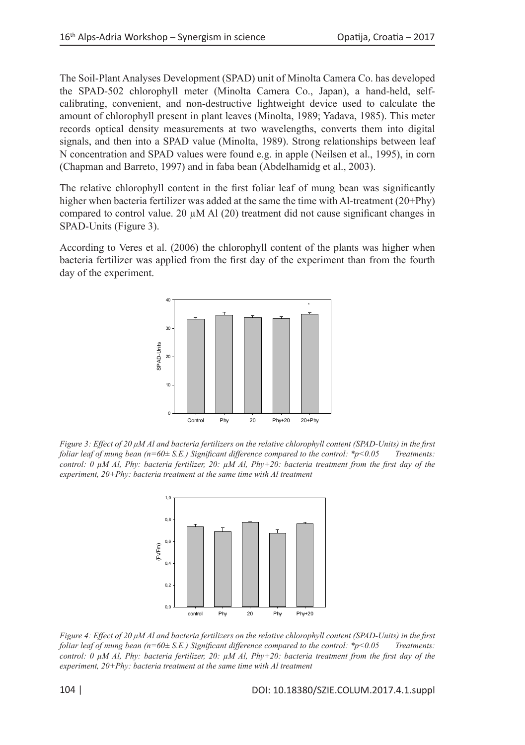The Soil-Plant Analyses Development (SPAD) unit of Minolta Camera Co. has developed the SPAD-502 chlorophyll meter (Minolta Camera Co., Japan), a hand-held, self-calibrating, convenient, and non-destructive lightweight device used to calculate the amount of chlorophyll present in plant leaves (Minolta, 1989; Yadava, 1985). This meter records optical density measurements at two wavelengths, converts them into digital signals, and then into a SPAD value (Minolta, 1989). Strong relationships between leaf N concentration and SPAD values were found e.g. in apple (Neilsen et al., 1995), in corn (Chapman and Barreto, 1997) and in faba bean (Abdelhamidg et al., 2003).

The relative chlorophyll content in the first foliar leaf of mung bean was significantly higher when bacteria fertilizer was added at the same the time with Al-treatment (20+Phy) compared to control value. 20 µM Al (20) treatment did not cause significant changes in SPAD-Units (Figure 3).

According to Veres et al. (2006) the chlorophyll content of the plants was higher when bacteria fertilizer was applied from the first day of the experiment than from the fourth day of the experiment.

*Figure 3: Effect of 20 µM Al and bacteria fertilizers on the relative chlorophyll content (SPAD-Units) in the first foliar leaf of mung bean (n=60± S.E.) Significant difference compared to the control: *p<0.05 Treatments: control: 0 µM Al, Phy: bacteria fertilizer, 20: µM Al, Phy+20: bacteria treatment from the first day of the experiment, 20+Phy: bacteria treatment at the same time with Al treatment*

*Figure 4: Effect of 20 µM Al and bacteria fertilizers on the relative chlorophyll content (SPAD-Units) in the first foliar leaf of mung bean (n=60± S.E.) Significant difference compared to the control: *p<0.05 Treatments: control: 0 µM Al, Phy: bacteria fertilizer, 20: µM Al, Phy+20: bacteria treatment from the first day of the experiment, 20+Phy: bacteria treatment at the same time with Al treatment*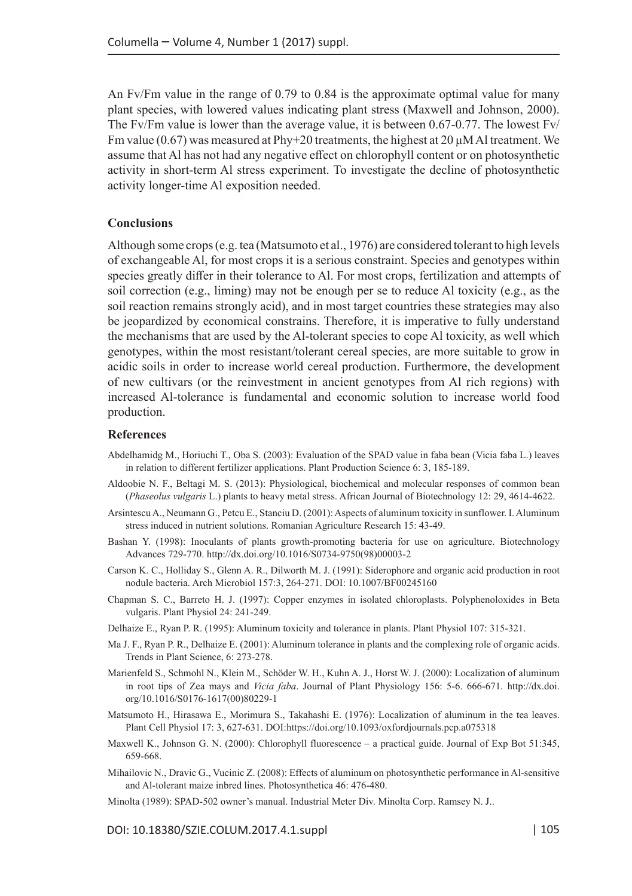An Fv/Fm value in the range of 0.79 to 0.84 is the approximate optimal value for many plant species, with lowered values indicating plant stress (Maxwell and Johnson, 2000). The Fv/Fm value is lower than the average value, it is between 0.67-0.77. The lowest Fv/Fm value (0.67) was measured at Phy+20 treatments, the highest at 20 μM Al treatment. We assume that Al has not had any negative effect on chlorophyll content or on photosynthetic activity in short-term Al stress experiment. To investigate the decline of photosynthetic activity longer-time Al exposition needed.

## Conclusions

Although some crops (e.g. tea (Matsumoto et al., 1976) are considered tolerant to high levels of exchangeable Al, for most crops it is a serious constraint. Species and genotypes within species greatly differ in their tolerance to Al. For most crops, fertilization and attempts of soil correction (e.g., liming) may not be enough per se to reduce Al toxicity (e.g., as the soil reaction remains strongly acid), and in most target countries these strategies may also be jeopardized by economical constrains. Therefore, it is imperative to fully understand the mechanisms that are used by the Al-tolerant species to cope Al toxicity, as well which genotypes, within the most resistant/tolerant cereal species, are more suitable to grow in acidic soils in order to increase world cereal production. Furthermore, the development of new cultivars (or the reinvestment in ancient genotypes from Al rich regions) with increased Al-tolerance is fundamental and economic solution to increase world food production.

## References

Abdelhamidg M., Horiuchi T., Oba S. (2003): Evaluation of the SPAD value in faba bean (Vicia faba L.) leaves in relation to different fertilizer applications. Plant Production Science 6: 3, 185-189.

Aldoobie N. F., Beltagi M. S. (2013): Physiological, biochemical and molecular responses of common bean (*Phaseolus vulgaris* L.) plants to heavy metal stress. African Journal of Biotechnology 12: 29, 4614-4622.

Arsintescu A., Neumann G., Petcu E., Stanciu D. (2001): Aspects of aluminum toxicity in sunflower. I. Aluminum stress induced in nutrient solutions. Romanian Agriculture Research 15: 43-49.

Bashan Y. (1998): Inoculants of plants growth-promoting bacteria for use on agriculture. Biotechnology Advances 729-770. http://dx.doi.org/10.1016/S0734-9750(98)00003-2

Carson K. C., Holliday S., Glenn A. R., Dilworth M. J. (1991): Siderophore and organic acid production in root nodule bacteria. Arch Microbiol 157:3, 264-271. DOI: 10.1007/BF00245160

Chapman S. C., Barreto H. J. (1997): Copper enzymes in isolated chloroplasts. Polyphenoloxides in Beta vulgaris. Plant Physiol 24: 241-249.

Delhaize E., Ryan P. R. (1995): Aluminum toxicity and tolerance in plants. Plant Physiol 107: 315-321.

Ma J. F., Ryan P. R., Delhaize E. (2001): Aluminum tolerance in plants and the complexing role of organic acids. Trends in Plant Science, 6: 273-278.

Marienfeld S., Schmohl N., Klein M., Schöder W. H., Kuhn A. J., Horst W. J. (2000): Localization of aluminum in root tips of Zea mays and *Vicia faba*. Journal of Plant Physiology 156: 5-6. 666-671. http://dx.doi.org/10.1016/S0176-1617(00)80229-1

Matsumoto H., Hirasawa E., Morimura S., Takahashi E. (1976): Localization of aluminum in the tea leaves. Plant Cell Physiol 17: 3, 627-631. DOI:https://doi.org/10.1093/oxfordjournals.pcp.a075318

Maxwell K., Johnson G. N. (2000): Chlorophyll fluorescence – a practical guide. Journal of Exp Bot 51:345, 659-668.

Mihailovic N., Dravic G., Vucinic Z. (2008): Effects of aluminum on photosynthetic performance in Al-sensitive and Al-tolerant maize inbred lines. Photosynthetica 46: 476-480.

Minolta (1989): SPAD-502 owner's manual. Industrial Meter Div. Minolta Corp. Ramsey N. J..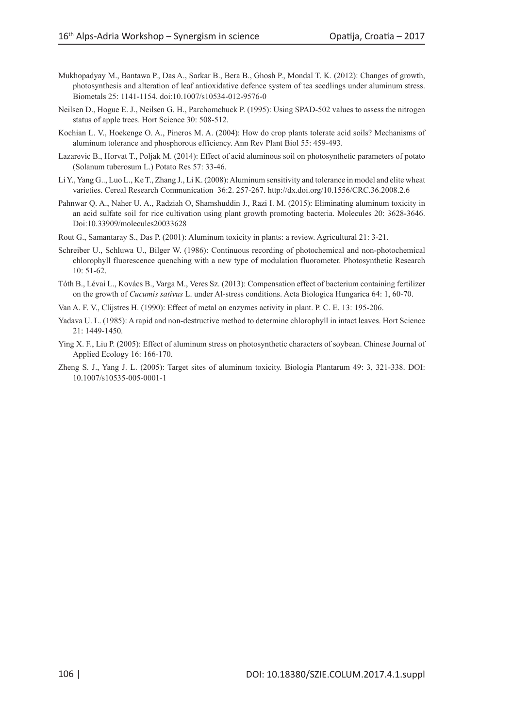Mukhopadyay M., Bantawa P., Das A., Sarkar B., Bera B., Ghosh P., Mondal T. K. (2012): Changes of growth, photosynthesis and alteration of leaf antioxidative defence system of tea seedlings under aluminum stress. Biometals 25: 1141-1154. doi:10.1007/s10534-012-9576-0

Neilsen D., Hogue E. J., Neilsen G. H., Parchomchuck P. (1995): Using SPAD-502 values to assess the nitrogen status of apple trees. Hort Science 30: 508-512.

Kochian L. V., Hoekenge O. A., Pineros M. A. (2004): How do crop plants tolerate acid soils? Mechanisms of aluminum tolerance and phosphorous efficiency. Ann Rev Plant Biol 55: 459-493.

Lazarevic B., Horvat T., Poljak M. (2014): Effect of acid aluminous soil on photosynthetic parameters of potato (Solanum tuberosum L.) Potato Res 57: 33-46.

Li Y., Yang G.., Luo L., Ke T., Zhang J., Li K. (2008): Aluminum sensitivity and tolerance in model and elite wheat varieties. Cereal Research Communication 36:2. 257-267. http://dx.doi.org/10.1556/CRC.36.2008.2.6

Pahnwar Q. A., Naher U. A., Radziah O, Shamshuddin J., Razi I. M. (2015): Eliminating aluminum toxicity in an acid sulfate soil for rice cultivation using plant growth promoting bacteria. Molecules 20: 3628-3646. Doi:10.33909/molecules20033628

Rout G., Samantaray S., Das P. (2001): Aluminum toxicity in plants: a review. Agricultural 21: 3-21.

Schreiber U., Schluwa U., Bilger W. (1986): Continuous recording of photochemical and non-photochemical chlorophyll fluorescence quenching with a new type of modulation fluorometer. Photosynthetic Research 10: 51-62.

Tóth B., Lévai L., Kovács B., Varga M., Veres Sz. (2013): Compensation effect of bacterium containing fertilizer on the growth of *Cucumis sativus* L. under Al-stress conditions. Acta Biologica Hungarica 64: 1, 60-70.

Van A. F. V., Clijstres H. (1990): Effect of metal on enzymes activity in plant. P. C. E. 13: 195-206.

Yadava U. L. (1985): A rapid and non-destructive method to determine chlorophyll in intact leaves. Hort Science 21: 1449-1450.

Ying X. F., Liu P. (2005): Effect of aluminum stress on photosynthetic characters of soybean. Chinese Journal of Applied Ecology 16: 166-170.

Zheng S. J., Yang J. L. (2005): Target sites of aluminum toxicity. Biologia Plantarum 49: 3, 321-338. DOI: 10.1007/s10535-005-0001-1